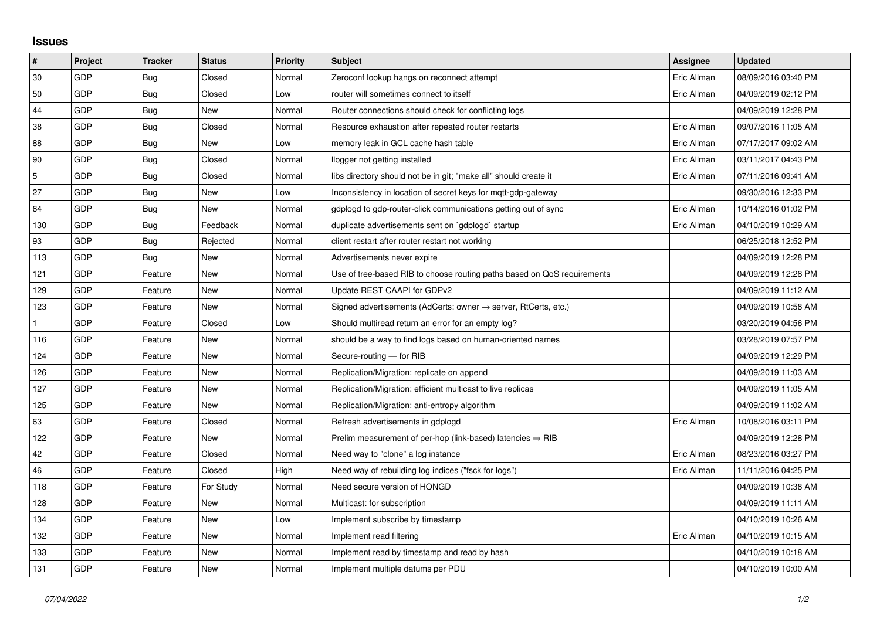## Issues

| # | Project | Tracker | Status | Priority | Subject | Assignee | Updated |
|---|---|---|---|---|---|---|---|
| 30 | GDP | Bug | Closed | Normal | Zeroconf lookup hangs on reconnect attempt | Eric Allman | 08/09/2016 03:40 PM |
| 50 | GDP | Bug | Closed | Low | router will sometimes connect to itself | Eric Allman | 04/09/2019 02:12 PM |
| 44 | GDP | Bug | New | Normal | Router connections should check for conflicting logs | | 04/09/2019 12:28 PM |
| 38 | GDP | Bug | Closed | Normal | Resource exhaustion after repeated router restarts | Eric Allman | 09/07/2016 11:05 AM |
| 88 | GDP | Bug | New | Low | memory leak in GCL cache hash table | Eric Allman | 07/17/2017 09:02 AM |
| 90 | GDP | Bug | Closed | Normal | llogger not getting installed | Eric Allman | 03/11/2017 04:43 PM |
| 5 | GDP | Bug | Closed | Normal | libs directory should not be in git; "make all" should create it | Eric Allman | 07/11/2016 09:41 AM |
| 27 | GDP | Bug | New | Low | Inconsistency in location of secret keys for mqtt-gdp-gateway | | 09/30/2016 12:33 PM |
| 64 | GDP | Bug | New | Normal | gdplogd to gdp-router-click communications getting out of sync | Eric Allman | 10/14/2016 01:02 PM |
| 130 | GDP | Bug | Feedback | Normal | duplicate advertisements sent on `gdplogd` startup | Eric Allman | 04/10/2019 10:29 AM |
| 93 | GDP | Bug | Rejected | Normal | client restart after router restart not working | | 06/25/2018 12:52 PM |
| 113 | GDP | Bug | New | Normal | Advertisements never expire | | 04/09/2019 12:28 PM |
| 121 | GDP | Feature | New | Normal | Use of tree-based RIB to choose routing paths based on QoS requirements | | 04/09/2019 12:28 PM |
| 129 | GDP | Feature | New | Normal | Update REST CAAPI for GDPv2 | | 04/09/2019 11:12 AM |
| 123 | GDP | Feature | New | Normal | Signed advertisements (AdCerts: owner → server, RtCerts, etc.) | | 04/09/2019 10:58 AM |
| 1 | GDP | Feature | Closed | Low | Should multiread return an error for an empty log? | | 03/20/2019 04:56 PM |
| 116 | GDP | Feature | New | Normal | should be a way to find logs based on human-oriented names | | 03/28/2019 07:57 PM |
| 124 | GDP | Feature | New | Normal | Secure-routing — for RIB | | 04/09/2019 12:29 PM |
| 126 | GDP | Feature | New | Normal | Replication/Migration: replicate on append | | 04/09/2019 11:03 AM |
| 127 | GDP | Feature | New | Normal | Replication/Migration: efficient multicast to live replicas | | 04/09/2019 11:05 AM |
| 125 | GDP | Feature | New | Normal | Replication/Migration: anti-entropy algorithm | | 04/09/2019 11:02 AM |
| 63 | GDP | Feature | Closed | Normal | Refresh advertisements in gdplogd | Eric Allman | 10/08/2016 03:11 PM |
| 122 | GDP | Feature | New | Normal | Prelim measurement of per-hop (link-based) latencies ⇒ RIB | | 04/09/2019 12:28 PM |
| 42 | GDP | Feature | Closed | Normal | Need way to "clone" a log instance | Eric Allman | 08/23/2016 03:27 PM |
| 46 | GDP | Feature | Closed | High | Need way of rebuilding log indices ("fsck for logs") | Eric Allman | 11/11/2016 04:25 PM |
| 118 | GDP | Feature | For Study | Normal | Need secure version of HONGD | | 04/09/2019 10:38 AM |
| 128 | GDP | Feature | New | Normal | Multicast: for subscription | | 04/09/2019 11:11 AM |
| 134 | GDP | Feature | New | Low | Implement subscribe by timestamp | | 04/10/2019 10:26 AM |
| 132 | GDP | Feature | New | Normal | Implement read filtering | Eric Allman | 04/10/2019 10:15 AM |
| 133 | GDP | Feature | New | Normal | Implement read by timestamp and read by hash | | 04/10/2019 10:18 AM |
| 131 | GDP | Feature | New | Normal | Implement multiple datums per PDU | | 04/10/2019 10:00 AM |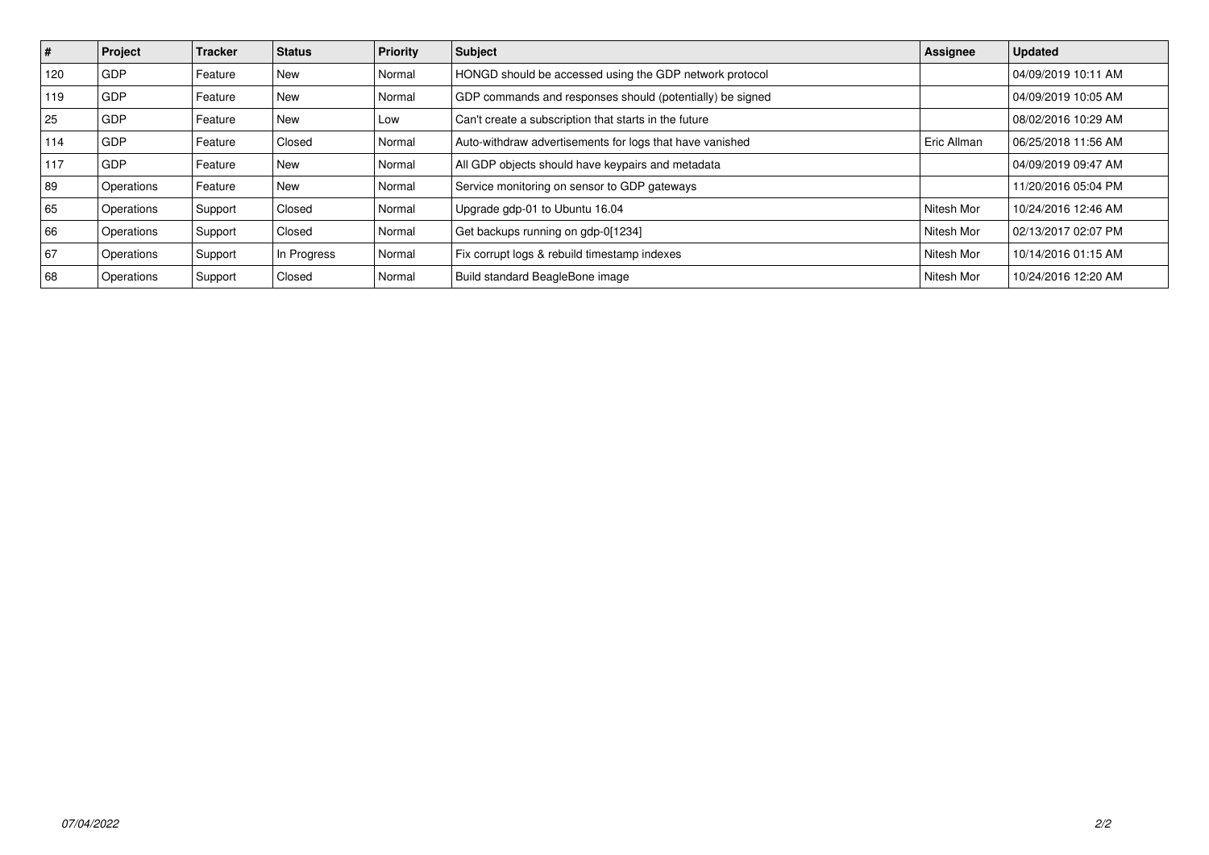| # | Project | Tracker | Status | Priority | Subject | Assignee | Updated |
|---|---|---|---|---|---|---|---|
| 120 | GDP | Feature | New | Normal | HONGD should be accessed using the GDP network protocol | | 04/09/2019 10:11 AM |
| 119 | GDP | Feature | New | Normal | GDP commands and responses should (potentially) be signed | | 04/09/2019 10:05 AM |
| 25 | GDP | Feature | New | Low | Can't create a subscription that starts in the future | | 08/02/2016 10:29 AM |
| 114 | GDP | Feature | Closed | Normal | Auto-withdraw advertisements for logs that have vanished | Eric Allman | 06/25/2018 11:56 AM |
| 117 | GDP | Feature | New | Normal | All GDP objects should have keypairs and metadata | | 04/09/2019 09:47 AM |
| 89 | Operations | Feature | New | Normal | Service monitoring on sensor to GDP gateways | | 11/20/2016 05:04 PM |
| 65 | Operations | Support | Closed | Normal | Upgrade gdp-01 to Ubuntu 16.04 | Nitesh Mor | 10/24/2016 12:46 AM |
| 66 | Operations | Support | Closed | Normal | Get backups running on gdp-0[1234] | Nitesh Mor | 02/13/2017 02:07 PM |
| 67 | Operations | Support | In Progress | Normal | Fix corrupt logs & rebuild timestamp indexes | Nitesh Mor | 10/14/2016 01:15 AM |
| 68 | Operations | Support | Closed | Normal | Build standard BeagleBone image | Nitesh Mor | 10/24/2016 12:20 AM |